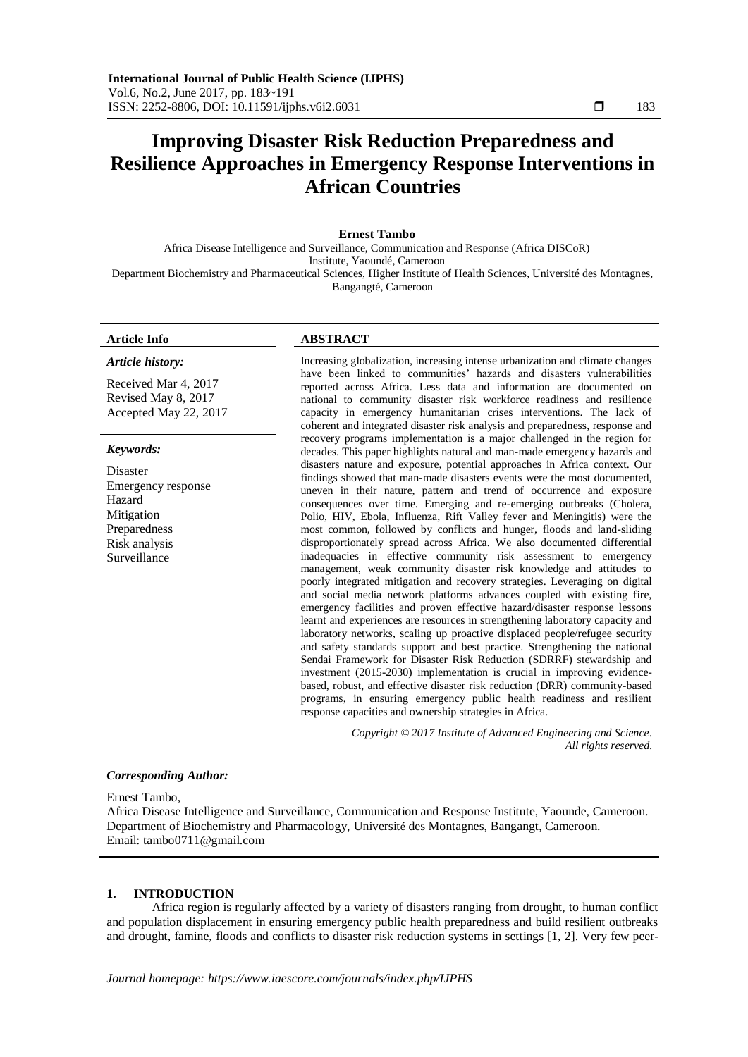# Improving Disaster Risk Reduction Preparedness and Resilience Approaches in Emergency Response Interventions in African Countries

**Ernest Tambo**

Africa Disease Intelligence and Surveillance, Communication and Response (Africa DISCoR) Institute, Yaoundé, Cameroon
Department Biochemistry and Pharmaceutical Sciences, Higher Institute of Health Sciences, Université des Montagnes, Bangangté, Cameroon

**Article Info**

*Article history:*

Received Mar 4, 2017
Revised May 8, 2017
Accepted May 22, 2017

*Keywords:*

Disaster
Emergency response
Hazard
Mitigation
Preparedness
Risk analysis
Surveillance

**ABSTRACT**

Increasing globalization, increasing intense urbanization and climate changes have been linked to communities' hazards and disasters vulnerabilities reported across Africa. Less data and information are documented on national to community disaster risk workforce readiness and resilience capacity in emergency humanitarian crises interventions. The lack of coherent and integrated disaster risk analysis and preparedness, response and recovery programs implementation is a major challenged in the region for decades. This paper highlights natural and man-made emergency hazards and disasters nature and exposure, potential approaches in Africa context. Our findings showed that man-made disasters events were the most documented, uneven in their nature, pattern and trend of occurrence and exposure consequences over time. Emerging and re-emerging outbreaks (Cholera, Polio, HIV, Ebola, Influenza, Rift Valley fever and Meningitis) were the most common, followed by conflicts and hunger, floods and land-sliding disproportionately spread across Africa. We also documented differential inadequacies in effective community risk assessment to emergency management, weak community disaster risk knowledge and attitudes to poorly integrated mitigation and recovery strategies. Leveraging on digital and social media network platforms advances coupled with existing fire, emergency facilities and proven effective hazard/disaster response lessons learnt and experiences are resources in strengthening laboratory capacity and laboratory networks, scaling up proactive displaced people/refugee security and safety standards support and best practice. Strengthening the national Sendai Framework for Disaster Risk Reduction (SDRRF) stewardship and investment (2015-2030) implementation is crucial in improving evidence-based, robust, and effective disaster risk reduction (DRR) community-based programs, in ensuring emergency public health readiness and resilient response capacities and ownership strategies in Africa.

*Copyright © 2017 Institute of Advanced Engineering and Science. All rights reserved.*

*Corresponding Author:*

Ernest Tambo,
Africa Disease Intelligence and Surveillance, Communication and Response Institute, Yaounde, Cameroon.
Department of Biochemistry and Pharmacology, Université des Montagnes, Bangangt, Cameroon.
Email: tambo0711@gmail.com

## 1. INTRODUCTION

Africa region is regularly affected by a variety of disasters ranging from drought, to human conflict and population displacement in ensuring emergency public health preparedness and build resilient outbreaks and drought, famine, floods and conflicts to disaster risk reduction systems in settings [1, 2]. Very few peer-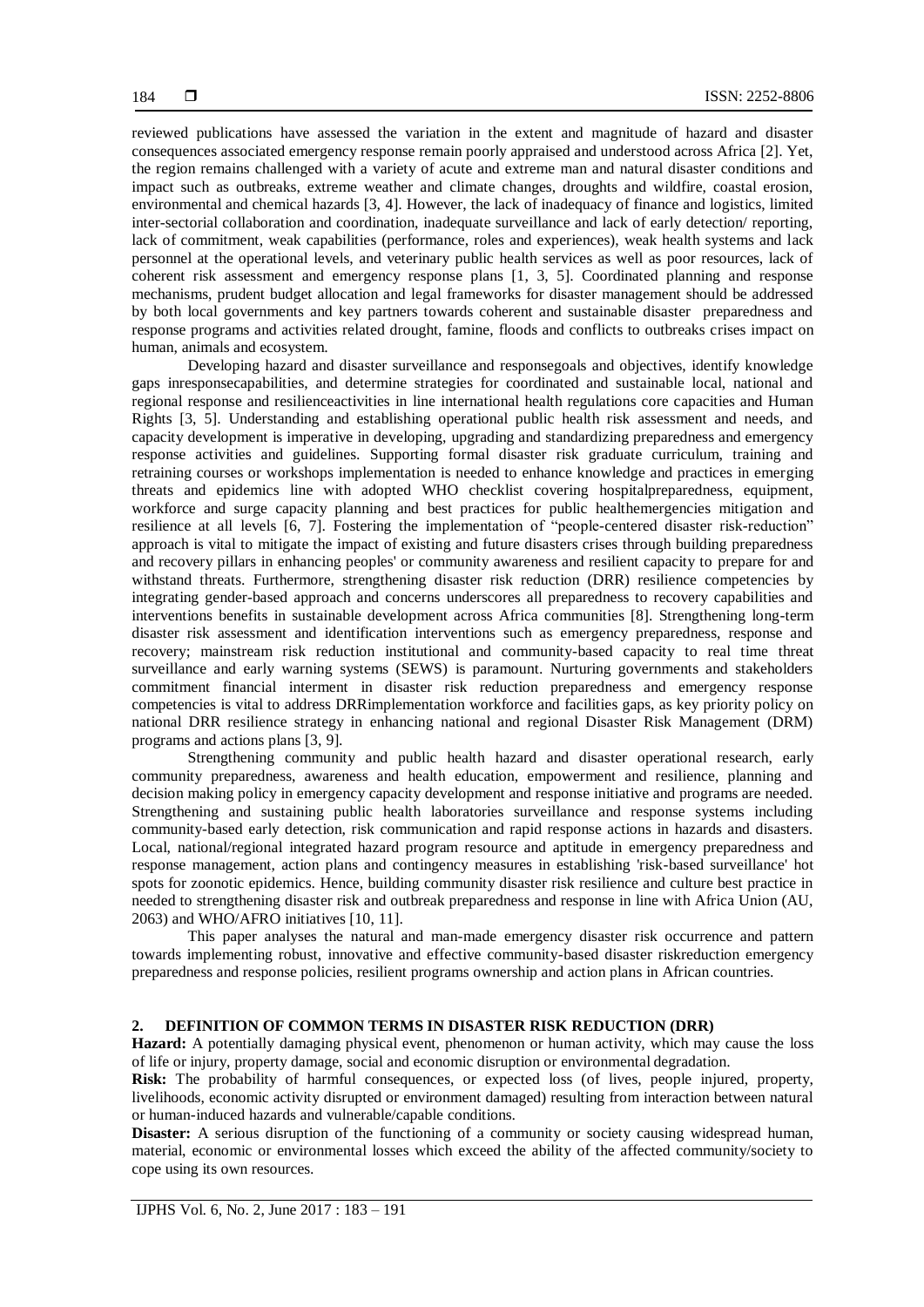reviewed publications have assessed the variation in the extent and magnitude of hazard and disaster consequences associated emergency response remain poorly appraised and understood across Africa [2]. Yet, the region remains challenged with a variety of acute and extreme man and natural disaster conditions and impact such as outbreaks, extreme weather and climate changes, droughts and wildfire, coastal erosion, environmental and chemical hazards [3, 4]. However, the lack of inadequacy of finance and logistics, limited inter-sectorial collaboration and coordination, inadequate surveillance and lack of early detection/ reporting, lack of commitment, weak capabilities (performance, roles and experiences), weak health systems and lack personnel at the operational levels, and veterinary public health services as well as poor resources, lack of coherent risk assessment and emergency response plans [1, 3, 5]. Coordinated planning and response mechanisms, prudent budget allocation and legal frameworks for disaster management should be addressed by both local governments and key partners towards coherent and sustainable disaster preparedness and response programs and activities related drought, famine, floods and conflicts to outbreaks crises impact on human, animals and ecosystem.

Developing hazard and disaster surveillance and responsegoals and objectives, identify knowledge gaps inresponsecapabilities, and determine strategies for coordinated and sustainable local, national and regional response and resilienceactivities in line international health regulations core capacities and Human Rights [3, 5]. Understanding and establishing operational public health risk assessment and needs, and capacity development is imperative in developing, upgrading and standardizing preparedness and emergency response activities and guidelines. Supporting formal disaster risk graduate curriculum, training and retraining courses or workshops implementation is needed to enhance knowledge and practices in emerging threats and epidemics line with adopted WHO checklist covering hospitalpreparedness, equipment, workforce and surge capacity planning and best practices for public healthemergencies mitigation and resilience at all levels [6, 7]. Fostering the implementation of "people-centered disaster risk-reduction" approach is vital to mitigate the impact of existing and future disasters crises through building preparedness and recovery pillars in enhancing peoples' or community awareness and resilient capacity to prepare for and withstand threats. Furthermore, strengthening disaster risk reduction (DRR) resilience competencies by integrating gender-based approach and concerns underscores all preparedness to recovery capabilities and interventions benefits in sustainable development across Africa communities [8]. Strengthening long-term disaster risk assessment and identification interventions such as emergency preparedness, response and recovery; mainstream risk reduction institutional and community-based capacity to real time threat surveillance and early warning systems (SEWS) is paramount. Nurturing governments and stakeholders commitment financial interment in disaster risk reduction preparedness and emergency response competencies is vital to address DRRimplementation workforce and facilities gaps, as key priority policy on national DRR resilience strategy in enhancing national and regional Disaster Risk Management (DRM) programs and actions plans [3, 9].

Strengthening community and public health hazard and disaster operational research, early community preparedness, awareness and health education, empowerment and resilience, planning and decision making policy in emergency capacity development and response initiative and programs are needed. Strengthening and sustaining public health laboratories surveillance and response systems including community-based early detection, risk communication and rapid response actions in hazards and disasters. Local, national/regional integrated hazard program resource and aptitude in emergency preparedness and response management, action plans and contingency measures in establishing 'risk-based surveillance' hot spots for zoonotic epidemics. Hence, building community disaster risk resilience and culture best practice in needed to strengthening disaster risk and outbreak preparedness and response in line with Africa Union (AU, 2063) and WHO/AFRO initiatives [10, 11].

This paper analyses the natural and man-made emergency disaster risk occurrence and pattern towards implementing robust, innovative and effective community-based disaster riskreduction emergency preparedness and response policies, resilient programs ownership and action plans in African countries.

## 2. DEFINITION OF COMMON TERMS IN DISASTER RISK REDUCTION (DRR)

**Hazard:** A potentially damaging physical event, phenomenon or human activity, which may cause the loss of life or injury, property damage, social and economic disruption or environmental degradation.

**Risk:** The probability of harmful consequences, or expected loss (of lives, people injured, property, livelihoods, economic activity disrupted or environment damaged) resulting from interaction between natural or human-induced hazards and vulnerable/capable conditions.

**Disaster:** A serious disruption of the functioning of a community or society causing widespread human, material, economic or environmental losses which exceed the ability of the affected community/society to cope using its own resources.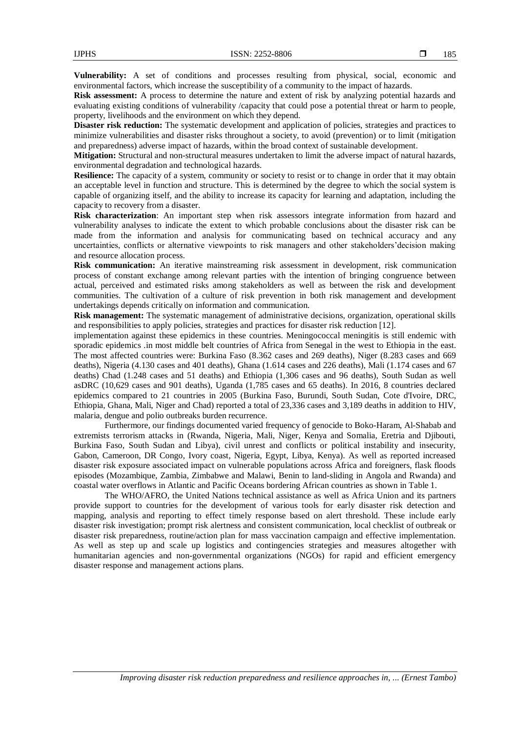**Vulnerability:** A set of conditions and processes resulting from physical, social, economic and environmental factors, which increase the susceptibility of a community to the impact of hazards.

**Risk assessment:** A process to determine the nature and extent of risk by analyzing potential hazards and evaluating existing conditions of vulnerability /capacity that could pose a potential threat or harm to people, property, livelihoods and the environment on which they depend.

**Disaster risk reduction:** The systematic development and application of policies, strategies and practices to minimize vulnerabilities and disaster risks throughout a society, to avoid (prevention) or to limit (mitigation and preparedness) adverse impact of hazards, within the broad context of sustainable development.

**Mitigation:** Structural and non-structural measures undertaken to limit the adverse impact of natural hazards, environmental degradation and technological hazards.

**Resilience:** The capacity of a system, community or society to resist or to change in order that it may obtain an acceptable level in function and structure. This is determined by the degree to which the social system is capable of organizing itself, and the ability to increase its capacity for learning and adaptation, including the capacity to recovery from a disaster.

**Risk characterization**: An important step when risk assessors integrate information from hazard and vulnerability analyses to indicate the extent to which probable conclusions about the disaster risk can be made from the information and analysis for communicating based on technical accuracy and any uncertainties, conflicts or alternative viewpoints to risk managers and other stakeholders'decision making and resource allocation process.

**Risk communication:** An iterative mainstreaming risk assessment in development, risk communication process of constant exchange among relevant parties with the intention of bringing congruence between actual, perceived and estimated risks among stakeholders as well as between the risk and development communities. The cultivation of a culture of risk prevention in both risk management and development undertakings depends critically on information and communication.

**Risk management:** The systematic management of administrative decisions, organization, operational skills and responsibilities to apply policies, strategies and practices for disaster risk reduction [12].

implementation against these epidemics in these countries. Meningococcal meningitis is still endemic with sporadic epidemics .in most middle belt countries of Africa from Senegal in the west to Ethiopia in the east. The most affected countries were: Burkina Faso (8.362 cases and 269 deaths), Niger (8.283 cases and 669 deaths), Nigeria (4.130 cases and 401 deaths), Ghana (1.614 cases and 226 deaths), Mali (1.174 cases and 67 deaths) Chad (1.248 cases and 51 deaths) and Ethiopia (1,306 cases and 96 deaths), South Sudan as well asDRC (10,629 cases and 901 deaths), Uganda (1,785 cases and 65 deaths). In 2016, 8 countries declared epidemics compared to 21 countries in 2005 (Burkina Faso, Burundi, South Sudan, Cote d'Ivoire, DRC, Ethiopia, Ghana, Mali, Niger and Chad) reported a total of 23,336 cases and 3,189 deaths in addition to HIV, malaria, dengue and polio outbreaks burden recurrence.

Furthermore, our findings documented varied frequency of genocide to Boko-Haram, Al-Shabab and extremists terrorism attacks in (Rwanda, Nigeria, Mali, Niger, Kenya and Somalia, Eretria and Djibouti, Burkina Faso, South Sudan and Libya), civil unrest and conflicts or political instability and insecurity, Gabon, Cameroon, DR Congo, Ivory coast, Nigeria, Egypt, Libya, Kenya). As well as reported increased disaster risk exposure associated impact on vulnerable populations across Africa and foreigners, flask floods episodes (Mozambique, Zambia, Zimbabwe and Malawi, Benin to land-sliding in Angola and Rwanda) and coastal water overflows in Atlantic and Pacific Oceans bordering African countries as shown in Table 1.

The WHO/AFRO, the United Nations technical assistance as well as Africa Union and its partners provide support to countries for the development of various tools for early disaster risk detection and mapping, analysis and reporting to effect timely response based on alert threshold. These include early disaster risk investigation; prompt risk alertness and consistent communication, local checklist of outbreak or disaster risk preparedness, routine/action plan for mass vaccination campaign and effective implementation. As well as step up and scale up logistics and contingencies strategies and measures altogether with humanitarian agencies and non-governmental organizations (NGOs) for rapid and efficient emergency disaster response and management actions plans.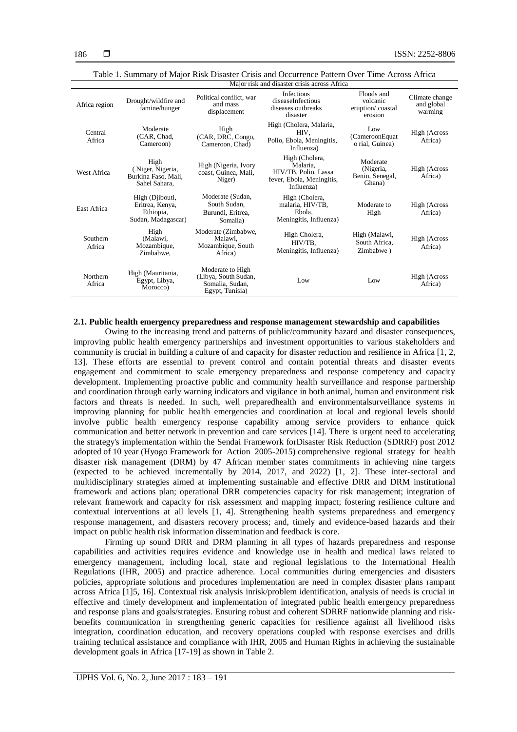Table 1. Summary of Major Risk Disaster Crisis and Occurrence Pattern Over Time Across Africa

| Africa region | Major risk and disaster crisis across Africa | | | | |
|---|---|---|---|---|---|
| | Drought/wildfire and famine/hunger | Political conflict, war and mass displacement | Infectious diseaseInfectious diseases outbreaks disaster | Floods and volcanic eruption/ coastal erosion | Climate change and global warming |
| Central Africa | Moderate (CAR, Chad, Cameroon) | High (CAR, DRC, Congo, Cameroon, Chad) | High (Cholera, Malaria, HIV, Polio, Ebola, Meningitis, Influenza) | Low (CameroonEquat o rial, Guinea) | High (Across Africa) |
| West Africa | High ( Niger, Nigeria, Burkina Faso, Mali, Sahel Sahara, | High (Nigeria, Ivory coast, Guinea, Mali, Niger) | High (Cholera, Malaria, HIV/TB, Polio, Lassa fever, Ebola, Meningitis, Influenza) | Moderate (Nigeria, Benin, Senegal, Ghana) | High (Across Africa) |
| East Africa | High (Djibouti, Eritrea, Kenya, Ethiopia, Sudan, Madagascar) | Moderate (Sudan, South Sudan, Burundi, Eritrea, Somalia) | High (Cholera, malaria, HIV/TB, Ebola, Meningitis, Influenza) | Moderate to High | High (Across Africa) |
| Southern Africa | High (Malawi, Mozambique, Zimbabwe, | Moderate (Zimbabwe, Malawi, Mozambique, South Africa) | High Cholera, HIV/TB, Meningitis, Influenza) | High (Malawi, South Africa, Zimbabwe ) | High (Across Africa) |
| Northern Africa | High (Mauritania, Egypt, Libya, Morocco) | Moderate to High (Libya, South Sudan, Somalia, Sudan, Egypt, Tunisia) | Low | Low | High (Across Africa) |

### 2.1. Public health emergency preparedness and response management stewardship and capabilities

Owing to the increasing trend and patterns of public/community hazard and disaster consequences, improving public health emergency partnerships and investment opportunities to various stakeholders and community is crucial in building a culture of and capacity for disaster reduction and resilience in Africa [1, 2, 13]. These efforts are essential to prevent control and contain potential threats and disaster events engagement and commitment to scale emergency preparedness and response competency and capacity development. Implementing proactive public and community health surveillance and response partnership and coordination through early warning indicators and vigilance in both animal, human and environment risk factors and threats is needed. In such, well preparedhealth and environmentalsurveillance systems in improving planning for public health emergencies and coordination at local and regional levels should involve public health emergency response capability among service providers to enhance quick communication and better network in prevention and care services [14]. There is urgent need to accelerating the strategy's implementation within the Sendai Framework forDisaster Risk Reduction (SDRRF) post 2012 adopted of 10 year (Hyogo Framework for Action 2005-2015) comprehensive regional strategy for health disaster risk management (DRM) by 47 African member states commitments in achieving nine targets (expected to be achieved incrementally by 2014, 2017, and 2022) [1, 2]. These inter-sectoral and multidisciplinary strategies aimed at implementing sustainable and effective DRR and DRM institutional framework and actions plan; operational DRR competencies capacity for risk management; integration of relevant framework and capacity for risk assessment and mapping impact; fostering resilience culture and contextual interventions at all levels [1, 4]. Strengthening health systems preparedness and emergency response management, and disasters recovery process; and, timely and evidence-based hazards and their impact on public health risk information dissemination and feedback is core.

Firming up sound DRR and DRM planning in all types of hazards preparedness and response capabilities and activities requires evidence and knowledge use in health and medical laws related to emergency management, including local, state and regional legislations to the International Health Regulations (IHR, 2005) and practice adherence. Local communities during emergencies and disasters policies, appropriate solutions and procedures implementation are need in complex disaster plans rampant across Africa [1]5, 16]. Contextual risk analysis inrisk/problem identification, analysis of needs is crucial in effective and timely development and implementation of integrated public health emergency preparedness and response plans and goals/strategies. Ensuring robust and coherent SDRRF nationwide planning and risk-benefits communication in strengthening generic capacities for resilience against all livelihood risks integration, coordination education, and recovery operations coupled with response exercises and drills training technical assistance and compliance with IHR, 2005 and Human Rights in achieving the sustainable development goals in Africa [17-19] as shown in Table 2.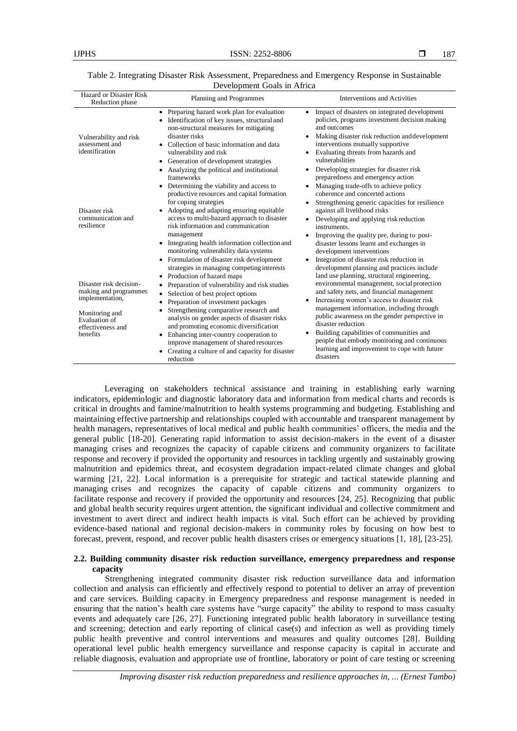Table 2. Integrating Disaster Risk Assessment, Preparedness and Emergency Response in Sustainable Development Goals in Africa

| Hazard or Disaster Risk Reduction phase | Planning and Programmes | Interventions and Activities |
|---|---|---|
| Vulnerability and risk assessment and identification<br><br>Disaster risk communication and resilience<br><br>Disaster risk decision-making and programmes implementation,<br><br>Monitoring and Evaluation of effectiveness and benefits | • Preparing hazard work plan for evaluation<br>• Identification of key issues, structural and non-structural measures for mitigating disaster risks<br>• Collection of basic information and data vulnerability and risk<br>• Generation of development strategies<br>• Analyzing the political and institutional frameworks<br>• Determining the viability and access to productive resources and capital formation for coping strategies<br>• Adopting and adapting ensuring equitable access to multi-hazard approach to disaster risk information and communication management<br>• Integrating health information collection and monitoring vulnerability data systems<br>• Formulation of disaster risk development strategies in managing competing interests<br>• Production of hazard maps<br>• Preparation of vulnerability and risk studies<br>• Selection of best project options<br>• Preparation of investment packages<br>• Strengthening comparative research and analysis on gender aspects of disaster risks and promoting economic diversification<br>• Enhancing inter-country cooperation to improve management of shared resources<br>• Creating a culture of and capacity for disaster reduction | • Impact of disasters on integrated development policies, programs investment decision making and outcomes<br>• Making disaster risk reduction and development interventions mutually supportive<br>• Evaluating threats from hazards and vulnerabilities<br>• Developing strategies for disaster risk preparedness and emergency action<br>• Managing trade-offs to achieve policy coherence and concerted actions<br>• Strengthening generic capacities for resilience against all livelihood risks<br>• Developing and applying risk reduction instruments.<br>• Improving the quality pre, during to post-disaster lessons learnt and exchanges in development interventions<br>• Integration of disaster risk reduction in development planning and practices include land use planning, structural engineering, environmental management, social protection and safety nets, and financial management<br>• Increasing women's access to disaster risk management information, including through public awareness on the gender perspective in disaster reduction<br>• Building capabilities of communities and people that embody monitoring and continuous learning and improvement to cope with future disasters |

Leveraging on stakeholders technical assistance and training in establishing early warning indicators, epidemiologic and diagnostic laboratory data and information from medical charts and records is critical in droughts and famine/malnutrition to health systems programming and budgeting. Establishing and maintaining effective partnership and relationships coupled with accountable and transparent management by health managers, representatives of local medical and public health communities' officers, the media and the general public [18-20]. Generating rapid information to assist decision-makers in the event of a disaster managing crises and recognizes the capacity of capable citizens and community organizers to facilitate response and recovery if provided the opportunity and resources in tackling urgently and sustainably growing malnutrition and epidemics threat, and ecosystem degradation impact-related climate changes and global warming [21, 22]. Local information is a prerequisite for strategic and tactical statewide planning and managing crises and recognizes the capacity of capable citizens and community organizers to facilitate response and recovery if provided the opportunity and resources [24, 25]. Recognizing that public and global health security requires urgent attention, the significant individual and collective commitment and investment to avert direct and indirect health impacts is vital. Such effort can be achieved by providing evidence-based national and regional decision-makers in community roles by focusing on how best to forecast, prevent, respond, and recover public health disasters crises or emergency situations [1, 18], [23-25].

### 2.2. Building community disaster risk reduction surveillance, emergency preparedness and response capacity

Strengthening integrated community disaster risk reduction surveillance data and information collection and analysis can efficiently and effectively respond to potential to deliver an array of prevention and care services. Building capacity in Emergency preparedness and response management is needed in ensuring that the nation's health care systems have "surge capacity" the ability to respond to mass casualty events and adequately care [26, 27]. Functioning integrated public health laboratory in surveillance testing and screening; detection and early reporting of clinical case(s) and infection as well as providing timely public health preventive and control interventions and measures and quality outcomes [28]. Building operational level public health emergency surveillance and response capacity is capital in accurate and reliable diagnosis, evaluation and appropriate use of frontline, laboratory or point of care testing or screening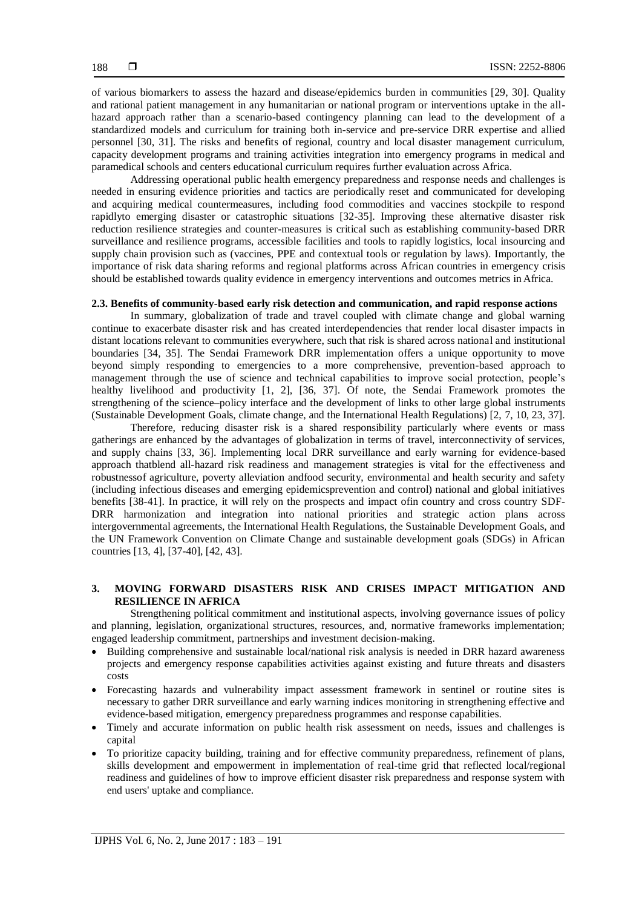of various biomarkers to assess the hazard and disease/epidemics burden in communities [29, 30]. Quality and rational patient management in any humanitarian or national program or interventions uptake in the all-hazard approach rather than a scenario-based contingency planning can lead to the development of a standardized models and curriculum for training both in-service and pre-service DRR expertise and allied personnel [30, 31]. The risks and benefits of regional, country and local disaster management curriculum, capacity development programs and training activities integration into emergency programs in medical and paramedical schools and centers educational curriculum requires further evaluation across Africa.

Addressing operational public health emergency preparedness and response needs and challenges is needed in ensuring evidence priorities and tactics are periodically reset and communicated for developing and acquiring medical countermeasures, including food commodities and vaccines stockpile to respond rapidlyto emerging disaster or catastrophic situations [32-35]. Improving these alternative disaster risk reduction resilience strategies and counter-measures is critical such as establishing community-based DRR surveillance and resilience programs, accessible facilities and tools to rapidly logistics, local insourcing and supply chain provision such as (vaccines, PPE and contextual tools or regulation by laws). Importantly, the importance of risk data sharing reforms and regional platforms across African countries in emergency crisis should be established towards quality evidence in emergency interventions and outcomes metrics in Africa.

### 2.3. Benefits of community-based early risk detection and communication, and rapid response actions

In summary, globalization of trade and travel coupled with climate change and global warning continue to exacerbate disaster risk and has created interdependencies that render local disaster impacts in distant locations relevant to communities everywhere, such that risk is shared across national and institutional boundaries [34, 35]. The Sendai Framework DRR implementation offers a unique opportunity to move beyond simply responding to emergencies to a more comprehensive, prevention-based approach to management through the use of science and technical capabilities to improve social protection, people's healthy livelihood and productivity [1, 2], [36, 37]. Of note, the Sendai Framework promotes the strengthening of the science–policy interface and the development of links to other large global instruments (Sustainable Development Goals, climate change, and the International Health Regulations) [2, 7, 10, 23, 37].

Therefore, reducing disaster risk is a shared responsibility particularly where events or mass gatherings are enhanced by the advantages of globalization in terms of travel, interconnectivity of services, and supply chains [33, 36]. Implementing local DRR surveillance and early warning for evidence-based approach thatblend all-hazard risk readiness and management strategies is vital for the effectiveness and robustnessof agriculture, poverty alleviation andfood security, environmental and health security and safety (including infectious diseases and emerging epidemicsprevention and control) national and global initiatives benefits [38-41]. In practice, it will rely on the prospects and impact ofin country and cross country SDF-DRR harmonization and integration into national priorities and strategic action plans across intergovernmental agreements, the International Health Regulations, the Sustainable Development Goals, and the UN Framework Convention on Climate Change and sustainable development goals (SDGs) in African countries [13, 4], [37-40], [42, 43].

## 3. MOVING FORWARD DISASTERS RISK AND CRISES IMPACT MITIGATION AND RESILIENCE IN AFRICA

Strengthening political commitment and institutional aspects, involving governance issues of policy and planning, legislation, organizational structures, resources, and, normative frameworks implementation; engaged leadership commitment, partnerships and investment decision-making.

- Building comprehensive and sustainable local/national risk analysis is needed in DRR hazard awareness projects and emergency response capabilities activities against existing and future threats and disasters costs
- Forecasting hazards and vulnerability impact assessment framework in sentinel or routine sites is necessary to gather DRR surveillance and early warning indices monitoring in strengthening effective and evidence-based mitigation, emergency preparedness programmes and response capabilities.
- Timely and accurate information on public health risk assessment on needs, issues and challenges is capital
- To prioritize capacity building, training and for effective community preparedness, refinement of plans, skills development and empowerment in implementation of real-time grid that reflected local/regional readiness and guidelines of how to improve efficient disaster risk preparedness and response system with end users' uptake and compliance.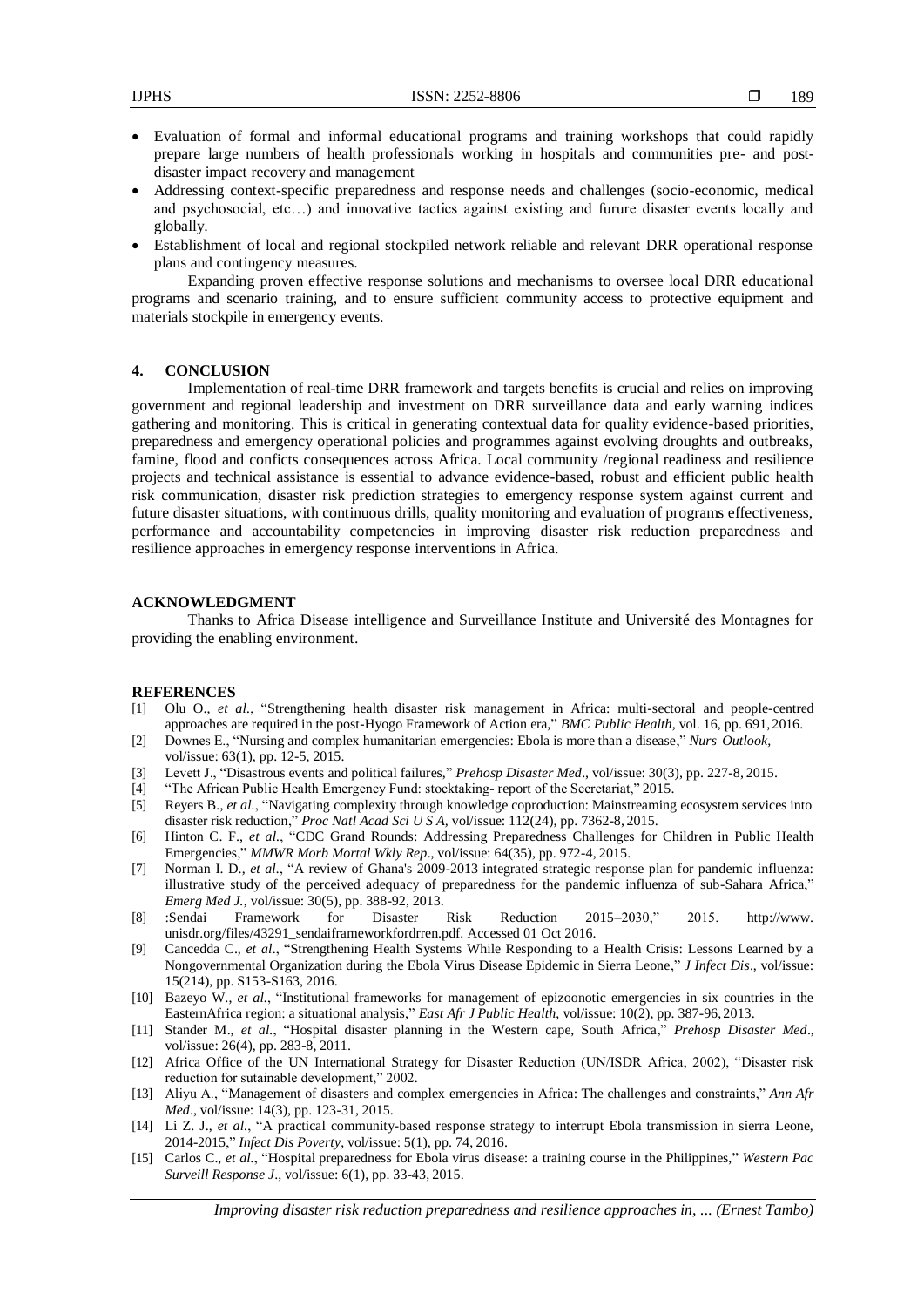- Evaluation of formal and informal educational programs and training workshops that could rapidly prepare large numbers of health professionals working in hospitals and communities pre- and post-disaster impact recovery and management
- Addressing context-specific preparedness and response needs and challenges (socio-economic, medical and psychosocial, etc…) and innovative tactics against existing and furure disaster events locally and globally.
- Establishment of local and regional stockpiled network reliable and relevant DRR operational response plans and contingency measures.

Expanding proven effective response solutions and mechanisms to oversee local DRR educational programs and scenario training, and to ensure sufficient community access to protective equipment and materials stockpile in emergency events.

## 4. CONCLUSION

Implementation of real-time DRR framework and targets benefits is crucial and relies on improving government and regional leadership and investment on DRR surveillance data and early warning indices gathering and monitoring. This is critical in generating contextual data for quality evidence-based priorities, preparedness and emergency operational policies and programmes against evolving droughts and outbreaks, famine, flood and conficts consequences across Africa. Local community /regional readiness and resilience projects and technical assistance is essential to advance evidence-based, robust and efficient public health risk communication, disaster risk prediction strategies to emergency response system against current and future disaster situations, with continuous drills, quality monitoring and evaluation of programs effectiveness, performance and accountability competencies in improving disaster risk reduction preparedness and resilience approaches in emergency response interventions in Africa.

## ACKNOWLEDGMENT

Thanks to Africa Disease intelligence and Surveillance Institute and Université des Montagnes for providing the enabling environment.

## REFERENCES

[1] Olu O., *et al.*, "Strengthening health disaster risk management in Africa: multi-sectoral and people-centred approaches are required in the post-Hyogo Framework of Action era," *BMC Public Health,* vol. 16, pp. 691, 2016.

[2] Downes E., "Nursing and complex humanitarian emergencies: Ebola is more than a disease," *Nurs Outlook*, vol/issue: 63(1), pp. 12-5, 2015.

[3] Levett J., "Disastrous events and political failures," *Prehosp Disaster Med*., vol/issue: 30(3), pp. 227-8, 2015.

[4] "The African Public Health Emergency Fund: stocktaking- report of the Secretariat," 2015.

[5] Reyers B., *et al.*, "Navigating complexity through knowledge coproduction: Mainstreaming ecosystem services into disaster risk reduction," *Proc Natl Acad Sci U S A,* vol/issue: 112(24), pp. 7362-8, 2015.

[6] Hinton C. F., *et al.*, "CDC Grand Rounds: Addressing Preparedness Challenges for Children in Public Health Emergencies," *MMWR Morb Mortal Wkly Rep*., vol/issue: 64(35), pp. 972-4, 2015.

[7] Norman I. D., *et al.*, "A review of Ghana's 2009-2013 integrated strategic response plan for pandemic influenza: illustrative study of the perceived adequacy of preparedness for the pandemic influenza of sub-Sahara Africa," *Emerg Med J.*, vol/issue: 30(5), pp. 388-92, 2013.

[8] :Sendai Framework for Disaster Risk Reduction 2015–2030," 2015. http://www. unisdr.org/files/43291_sendaiframeworkfordrren.pdf. Accessed 01 Oct 2016.

[9] Cancedda C., *et al*., "Strengthening Health Systems While Responding to a Health Crisis: Lessons Learned by a Nongovernmental Organization during the Ebola Virus Disease Epidemic in Sierra Leone," *J Infect Dis*., vol/issue: 15(214), pp. S153-S163, 2016.

[10] Bazeyo W., *et al.*, "Institutional frameworks for management of epizoonotic emergencies in six countries in the EasternAfrica region: a situational analysis," *East Afr J Public Health,* vol/issue: 10(2), pp. 387-96, 2013.

[11] Stander M., *et al.*, "Hospital disaster planning in the Western cape, South Africa," *Prehosp Disaster Med*., vol/issue: 26(4), pp. 283-8, 2011.

[12] Africa Office of the UN International Strategy for Disaster Reduction (UN/ISDR Africa, 2002), "Disaster risk reduction for sutainable development," 2002.

[13] Aliyu A., "Management of disasters and complex emergencies in Africa: The challenges and constraints," *Ann Afr Med*., vol/issue: 14(3), pp. 123-31, 2015.

[14] Li Z. J., *et al.*, "A practical community-based response strategy to interrupt Ebola transmission in sierra Leone, 2014-2015," *Infect Dis Poverty*, vol/issue: 5(1), pp. 74, 2016.

[15] Carlos C., *et al.*, "Hospital preparedness for Ebola virus disease: a training course in the Philippines," *Western Pac Surveill Response J*., vol/issue: 6(1), pp. 33-43, 2015.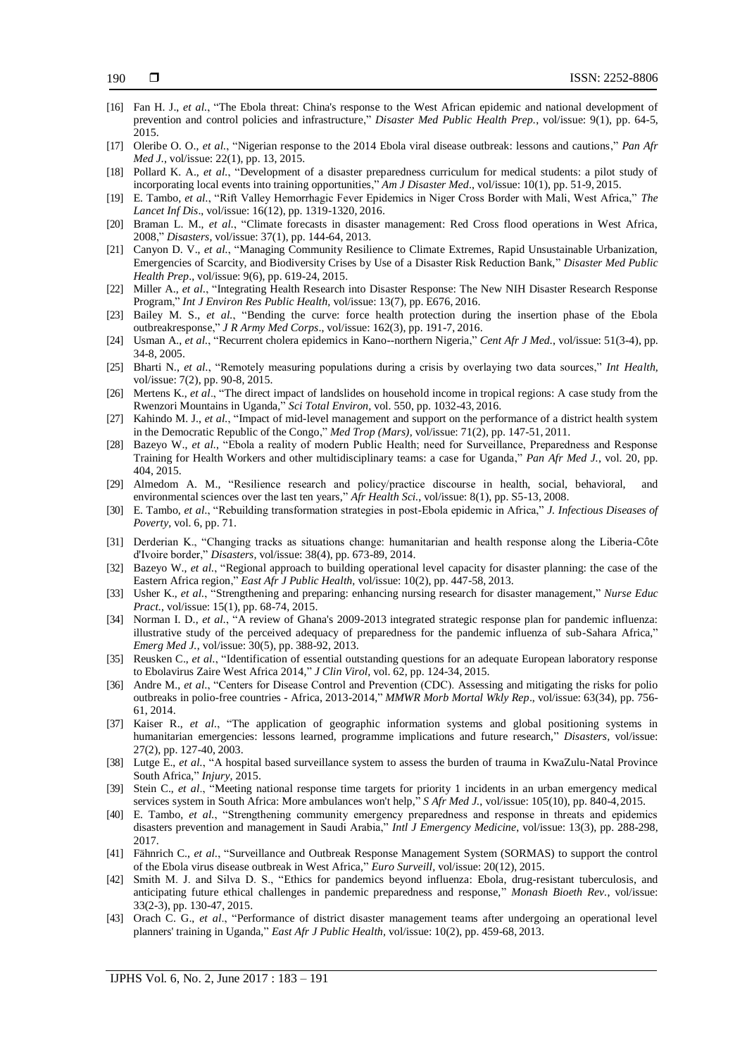[16] Fan H. J., *et al*., "The Ebola threat: China's response to the West African epidemic and national development of prevention and control policies and infrastructure," *Disaster Med Public Health Prep.*, vol/issue: 9(1), pp. 64-5, 2015.

[17] Oleribe O. O., *et al*., "Nigerian response to the 2014 Ebola viral disease outbreak: lessons and cautions," *Pan Afr Med J.*, vol/issue: 22(1), pp. 13, 2015.

[18] Pollard K. A., *et al*., "Development of a disaster preparedness curriculum for medical students: a pilot study of incorporating local events into training opportunities," *Am J Disaster Med*., vol/issue: 10(1), pp. 51-9, 2015.

[19] E. Tambo, *et al*., "Rift Valley Hemorrhagic Fever Epidemics in Niger Cross Border with Mali, West Africa," *The Lancet Inf Dis*., vol/issue: 16(12), pp. 1319-1320, 2016.

[20] Braman L. M., *et al*., "Climate forecasts in disaster management: Red Cross flood operations in West Africa, 2008," *Disasters*, vol/issue: 37(1), pp. 144-64, 2013.

[21] Canyon D. V., *et al*., "Managing Community Resilience to Climate Extremes, Rapid Unsustainable Urbanization, Emergencies of Scarcity, and Biodiversity Crises by Use of a Disaster Risk Reduction Bank," *Disaster Med Public Health Prep*., vol/issue: 9(6), pp. 619-24, 2015.

[22] Miller A., *et al*., "Integrating Health Research into Disaster Response: The New NIH Disaster Research Response Program," *Int J Environ Res Public Health*, vol/issue: 13(7), pp. E676, 2016.

[23] Bailey M. S., *et al*., "Bending the curve: force health protection during the insertion phase of the Ebola outbreakresponse," *J R Army Med Corps*., vol/issue: 162(3), pp. 191-7, 2016.

[24] Usman A., *et al*., "Recurrent cholera epidemics in Kano--northern Nigeria," *Cent Afr J Med.*, vol/issue: 51(3-4), pp. 34-8, 2005.

[25] Bharti N., *et al*., "Remotely measuring populations during a crisis by overlaying two data sources," *Int Health*, vol/issue: 7(2), pp. 90-8, 2015.

[26] Mertens K., *et al*., "The direct impact of landslides on household income in tropical regions: A case study from the Rwenzori Mountains in Uganda," *Sci Total Environ*, vol. 550, pp. 1032-43, 2016.

[27] Kahindo M. J., *et al*., "Impact of mid-level management and support on the performance of a district health system in the Democratic Republic of the Congo," *Med Trop (Mars)*, vol/issue: 71(2), pp. 147-51, 2011.

[28] Bazeyo W., *et al*., "Ebola a reality of modern Public Health; need for Surveillance, Preparedness and Response Training for Health Workers and other multidisciplinary teams: a case for Uganda," *Pan Afr Med J.*, vol. 20, pp. 404, 2015.

[29] Almedom A. M., "Resilience research and policy/practice discourse in health, social, behavioral, and environmental sciences over the last ten years," *Afr Health Sci.*, vol/issue: 8(1), pp. S5-13, 2008.

[30] E. Tambo, *et al*., "Rebuilding transformation strategies in post-Ebola epidemic in Africa," *J. Infectious Diseases of Poverty*, vol. 6, pp. 71.

[31] Derderian K., "Changing tracks as situations change: humanitarian and health response along the Liberia-Côte d'Ivoire border," *Disasters*, vol/issue: 38(4), pp. 673-89, 2014.

[32] Bazeyo W., *et al*., "Regional approach to building operational level capacity for disaster planning: the case of the Eastern Africa region," *East Afr J Public Health*, vol/issue: 10(2), pp. 447-58, 2013.

[33] Usher K., *et al*., "Strengthening and preparing: enhancing nursing research for disaster management," *Nurse Educ Pract.*, vol/issue: 15(1), pp. 68-74, 2015.

[34] Norman I. D., *et al*., "A review of Ghana's 2009-2013 integrated strategic response plan for pandemic influenza: illustrative study of the perceived adequacy of preparedness for the pandemic influenza of sub-Sahara Africa," *Emerg Med J.*, vol/issue: 30(5), pp. 388-92, 2013.

[35] Reusken C., *et al*., "Identification of essential outstanding questions for an adequate European laboratory response to Ebolavirus Zaire West Africa 2014," *J Clin Virol*, vol. 62, pp. 124-34, 2015.

[36] Andre M., *et al*., "Centers for Disease Control and Prevention (CDC). Assessing and mitigating the risks for polio outbreaks in polio-free countries - Africa, 2013-2014," *MMWR Morb Mortal Wkly Rep*., vol/issue: 63(34), pp. 756-61, 2014.

[37] Kaiser R., *et al*., "The application of geographic information systems and global positioning systems in humanitarian emergencies: lessons learned, programme implications and future research," *Disasters*, vol/issue: 27(2), pp. 127-40, 2003.

[38] Lutge E., *et al*., "A hospital based surveillance system to assess the burden of trauma in KwaZulu-Natal Province South Africa," *Injury*, 2015.

[39] Stein C., *et al*., "Meeting national response time targets for priority 1 incidents in an urban emergency medical services system in South Africa: More ambulances won't help," *S Afr Med J.*, vol/issue: 105(10), pp. 840-4, 2015.

[40] E. Tambo, *et al*., "Strengthening community emergency preparedness and response in threats and epidemics disasters prevention and management in Saudi Arabia," *Intl J Emergency Medicine*, vol/issue: 13(3), pp. 288-298, 2017.

[41] Fähnrich C., *et al*., "Surveillance and Outbreak Response Management System (SORMAS) to support the control of the Ebola virus disease outbreak in West Africa," *Euro Surveill*, vol/issue: 20(12), 2015.

[42] Smith M. J. and Silva D. S., "Ethics for pandemics beyond influenza: Ebola, drug-resistant tuberculosis, and anticipating future ethical challenges in pandemic preparedness and response," *Monash Bioeth Rev.*, vol/issue: 33(2-3), pp. 130-47, 2015.

[43] Orach C. G., *et al*., "Performance of district disaster management teams after undergoing an operational level planners' training in Uganda," *East Afr J Public Health*, vol/issue: 10(2), pp. 459-68, 2013.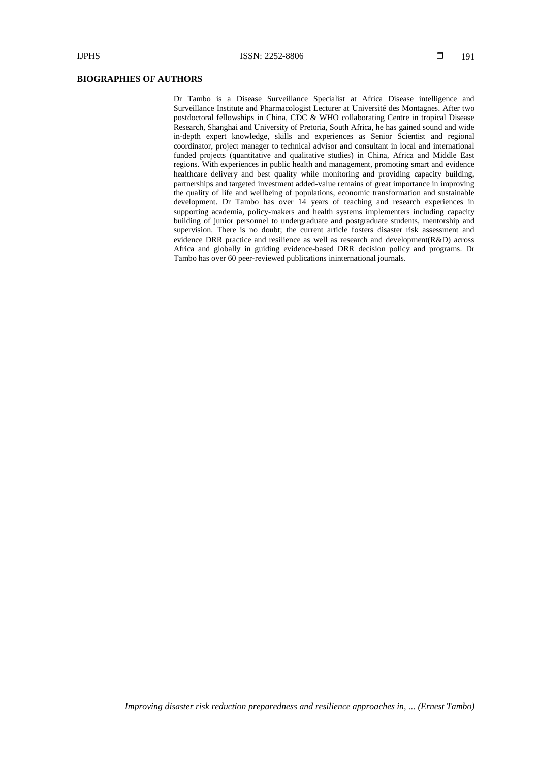**BIOGRAPHIES OF AUTHORS**

Dr Tambo is a Disease Surveillance Specialist at Africa Disease intelligence and Surveillance Institute and Pharmacologist Lecturer at Université des Montagnes. After two postdoctoral fellowships in China, CDC & WHO collaborating Centre in tropical Disease Research, Shanghai and University of Pretoria, South Africa, he has gained sound and wide in-depth expert knowledge, skills and experiences as Senior Scientist and regional coordinator, project manager to technical advisor and consultant in local and international funded projects (quantitative and qualitative studies) in China, Africa and Middle East regions. With experiences in public health and management, promoting smart and evidence healthcare delivery and best quality while monitoring and providing capacity building, partnerships and targeted investment added-value remains of great importance in improving the quality of life and wellbeing of populations, economic transformation and sustainable development. Dr Tambo has over 14 years of teaching and research experiences in supporting academia, policy-makers and health systems implementers including capacity building of junior personnel to undergraduate and postgraduate students, mentorship and supervision. There is no doubt; the current article fosters disaster risk assessment and evidence DRR practice and resilience as well as research and development(R&D) across Africa and globally in guiding evidence-based DRR decision policy and programs. Dr Tambo has over 60 peer-reviewed publications ininternational journals.